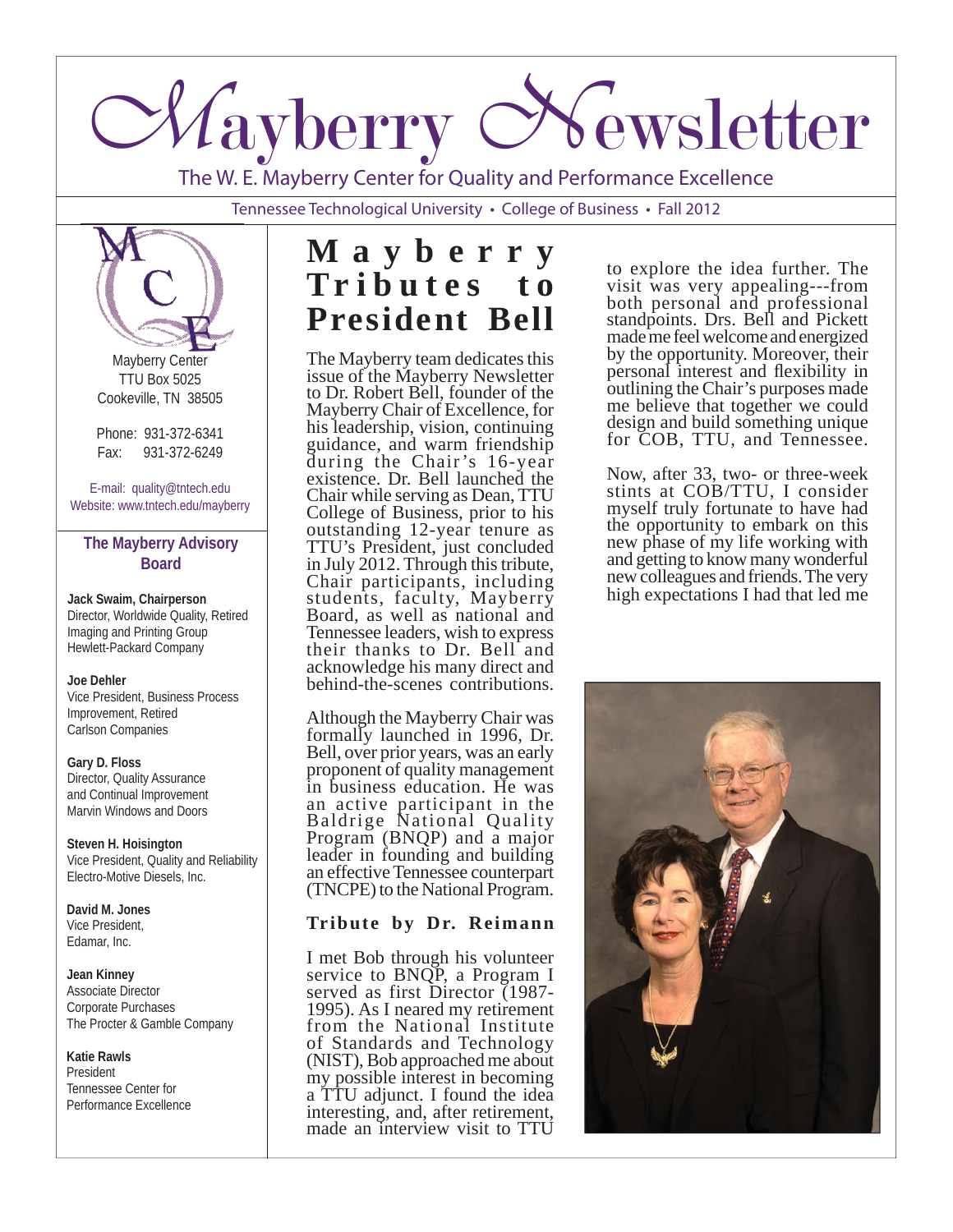# Mayberry Newsletter

The W. E. Mayberry Center for Quality and Performance Excellence

Tennessee Technological University • College of Business • Fall 2012

Mayberry Center
TTU Box 5025
Cookeville, TN 38505

Phone: 931-372-6341
Fax: 931-372-6249

E-mail: quality@tntech.edu
Website: www.tntech.edu/mayberry

**The Mayberry Advisory Board**

**Jack Swaim, Chairperson**
Director, Worldwide Quality, Retired
Imaging and Printing Group
Hewlett-Packard Company

**Joe Dehler**
Vice President, Business Process Improvement, Retired
Carlson Companies

**Gary D. Floss**
Director, Quality Assurance and Continual Improvement
Marvin Windows and Doors

**Steven H. Hoisington**
Vice President, Quality and Reliability
Electro-Motive Diesels, Inc.

**David M. Jones**
Vice President,
Edamar, Inc.

**Jean Kinney**
Associate Director
Corporate Purchases
The Procter & Gamble Company

**Katie Rawls**
President
Tennessee Center for Performance Excellence

## Mayberry Tributes to President Bell

The Mayberry team dedicates this issue of the Mayberry Newsletter to Dr. Robert Bell, founder of the Mayberry Chair of Excellence, for his leadership, vision, continuing guidance, and warm friendship during the Chair's 16-year existence. Dr. Bell launched the Chair while serving as Dean, TTU College of Business, prior to his outstanding 12-year tenure as TTU's President, just concluded in July 2012. Through this tribute, Chair participants, including students, faculty, Mayberry Board, as well as national and Tennessee leaders, wish to express their thanks to Dr. Bell and acknowledge his many direct and behind-the-scenes contributions.

Although the Mayberry Chair was formally launched in 1996, Dr. Bell, over prior years, was an early proponent of quality management in business education. He was an active participant in the Baldrige National Quality Program (BNQP) and a major leader in founding and building an effective Tennessee counterpart (TNCPE) to the National Program.

### Tribute by Dr. Reimann

I met Bob through his volunteer service to BNQP, a Program I served as first Director (1987-1995). As I neared my retirement from the National Institute of Standards and Technology (NIST), Bob approached me about my possible interest in becoming a TTU adjunct. I found the idea interesting, and, after retirement, made an interview visit to TTU to explore the idea further. The visit was very appealing---from both personal and professional standpoints. Drs. Bell and Pickett made me feel welcome and energized by the opportunity. Moreover, their personal interest and flexibility in outlining the Chair's purposes made me believe that together we could design and build something unique for COB, TTU, and Tennessee.

Now, after 33, two- or three-week stints at COB/TTU, I consider myself truly fortunate to have had the opportunity to embark on this new phase of my life working with and getting to know many wonderful new colleagues and friends. The very high expectations I had that led me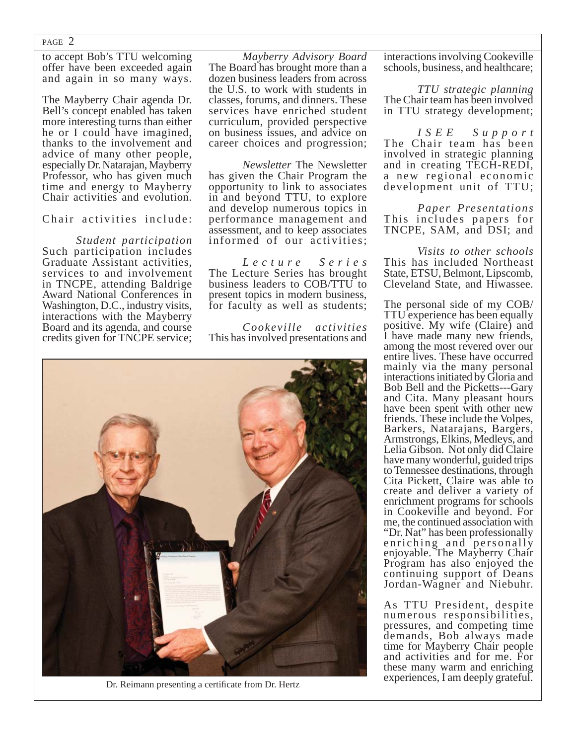to accept Bob's TTU welcoming offer have been exceeded again and again in so many ways.

The Mayberry Chair agenda Dr. Bell's concept enabled has taken more interesting turns than either he or I could have imagined, thanks to the involvement and advice of many other people, especially Dr. Natarajan, Mayberry Professor, who has given much time and energy to Mayberry Chair activities and evolution.

Chair activities include:

*Student participation* Such participation includes Graduate Assistant activities, services to and involvement in TNCPE, attending Baldrige Award National Conferences in Washington, D.C., industry visits, interactions with the Mayberry Board and its agenda, and course credits given for TNCPE service;

*Mayberry Advisory Board* The Board has brought more than a dozen business leaders from across the U.S. to work with students in classes, forums, and dinners. These services have enriched student curriculum, provided perspective on business issues, and advice on career choices and progression;

*Newsletter* The Newsletter has given the Chair Program the opportunity to link to associates in and beyond TTU, to explore and develop numerous topics in performance management and assessment, and to keep associates informed of our activities;

*Lecture Series* The Lecture Series has brought business leaders to COB/TTU to present topics in modern business, for faculty as well as students;

*Cookeville activities* This has involved presentations and interactions involving Cookeville schools, business, and healthcare;

*TTU strategic planning* The Chair team has been involved in TTU strategy development;

*ISEE Support* The Chair team has been involved in strategic planning and in creating TECH-REDI, a new regional economic development unit of TTU;

*Paper Presentations* This includes papers for TNCPE, SAM, and DSI; and

*Visits to other schools* This has included Northeast State, ETSU, Belmont, Lipscomb, Cleveland State, and Hiwassee.

Dr. Reimann presenting a certificate from Dr. Hertz

The personal side of my COB/TTU experience has been equally positive. My wife (Claire) and I have made many new friends, among the most revered over our entire lives. These have occurred mainly via the many personal interactions initiated by Gloria and Bob Bell and the Picketts---Gary and Cita. Many pleasant hours have been spent with other new friends. These include the Volpes, Barkers, Natarajans, Bargers, Armstrongs, Elkins, Medleys, and Lelia Gibson. Not only did Claire have many wonderful, guided trips to Tennessee destinations, through Cita Pickett, Claire was able to create and deliver a variety of enrichment programs for schools in Cookeville and beyond. For me, the continued association with "Dr. Nat" has been professionally enriching and personally enjoyable. The Mayberry Chair Program has also enjoyed the continuing support of Deans Jordan-Wagner and Niebuhr.

As TTU President, despite numerous responsibilities, pressures, and competing time demands, Bob always made time for Mayberry Chair people and activities and for me. For these many warm and enriching experiences, I am deeply grateful.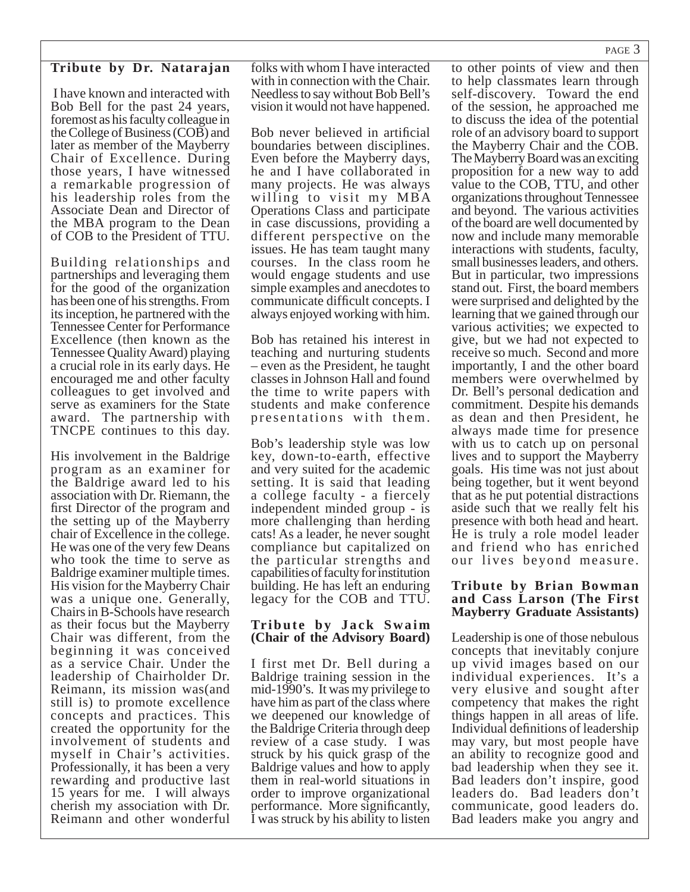### Tribute by Dr. Natarajan

I have known and interacted with Bob Bell for the past 24 years, foremost as his faculty colleague in the College of Business (COB) and later as member of the Mayberry Chair of Excellence. During those years, I have witnessed a remarkable progression of his leadership roles from the Associate Dean and Director of the MBA program to the Dean of COB to the President of TTU.

Building relationships and partnerships and leveraging them for the good of the organization has been one of his strengths. From its inception, he partnered with the Tennessee Center for Performance Excellence (then known as the Tennessee Quality Award) playing a crucial role in its early days. He encouraged me and other faculty colleagues to get involved and serve as examiners for the State award. The partnership with TNCPE continues to this day.

His involvement in the Baldrige program as an examiner for the Baldrige award led to his association with Dr. Riemann, the first Director of the program and the setting up of the Mayberry chair of Excellence in the college. He was one of the very few Deans who took the time to serve as Baldrige examiner multiple times. His vision for the Mayberry Chair was a unique one. Generally, Chairs in B-Schools have research as their focus but the Mayberry Chair was different, from the beginning it was conceived as a service Chair. Under the leadership of Chairholder Dr. Reimann, its mission was(and still is) to promote excellence concepts and practices. This created the opportunity for the involvement of students and myself in Chair's activities. Professionally, it has been a very rewarding and productive last 15 years for me. I will always cherish my association with Dr. Reimann and other wonderful folks with whom I have interacted with in connection with the Chair. Needless to say without Bob Bell's vision it would not have happened.

Bob never believed in artificial boundaries between disciplines. Even before the Mayberry days, he and I have collaborated in many projects. He was always willing to visit my MBA Operations Class and participate in case discussions, providing a different perspective on the issues. He has team taught many courses. In the class room he would engage students and use simple examples and anecdotes to communicate difficult concepts. I always enjoyed working with him.

Bob has retained his interest in teaching and nurturing students – even as the President, he taught classes in Johnson Hall and found the time to write papers with students and make conference presentations with them.

Bob's leadership style was low key, down-to-earth, effective and very suited for the academic setting. It is said that leading a college faculty - a fiercely independent minded group - is more challenging than herding cats! As a leader, he never sought compliance but capitalized on the particular strengths and capabilities of faculty for institution building. He has left an enduring legacy for the COB and TTU.

### Tribute by Jack Swaim (Chair of the Advisory Board)

I first met Dr. Bell during a Baldrige training session in the mid-1990's. It was my privilege to have him as part of the class where we deepened our knowledge of the Baldrige Criteria through deep review of a case study. I was struck by his quick grasp of the Baldrige values and how to apply them in real-world situations in order to improve organizational performance. More significantly, I was struck by his ability to listen to other points of view and then to help classmates learn through self-discovery. Toward the end of the session, he approached me to discuss the idea of the potential role of an advisory board to support the Mayberry Chair and the COB. The Mayberry Board was an exciting proposition for a new way to add value to the COB, TTU, and other organizations throughout Tennessee and beyond. The various activities of the board are well documented by now and include many memorable interactions with students, faculty, small businesses leaders, and others. But in particular, two impressions stand out. First, the board members were surprised and delighted by the learning that we gained through our various activities; we expected to give, but we had not expected to receive so much. Second and more importantly, I and the other board members were overwhelmed by Dr. Bell's personal dedication and commitment. Despite his demands as dean and then President, he always made time for presence with us to catch up on personal lives and to support the Mayberry goals. His time was not just about being together, but it went beyond that as he put potential distractions aside such that we really felt his presence with both head and heart. He is truly a role model leader and friend who has enriched our lives beyond measure.

### Tribute by Brian Bowman and Cass Larson (The First Mayberry Graduate Assistants)

Leadership is one of those nebulous concepts that inevitably conjure up vivid images based on our individual experiences. It's a very elusive and sought after competency that makes the right things happen in all areas of life. Individual definitions of leadership may vary, but most people have an ability to recognize good and bad leadership when they see it. Bad leaders don't inspire, good leaders do. Bad leaders don't communicate, good leaders do. Bad leaders make you angry and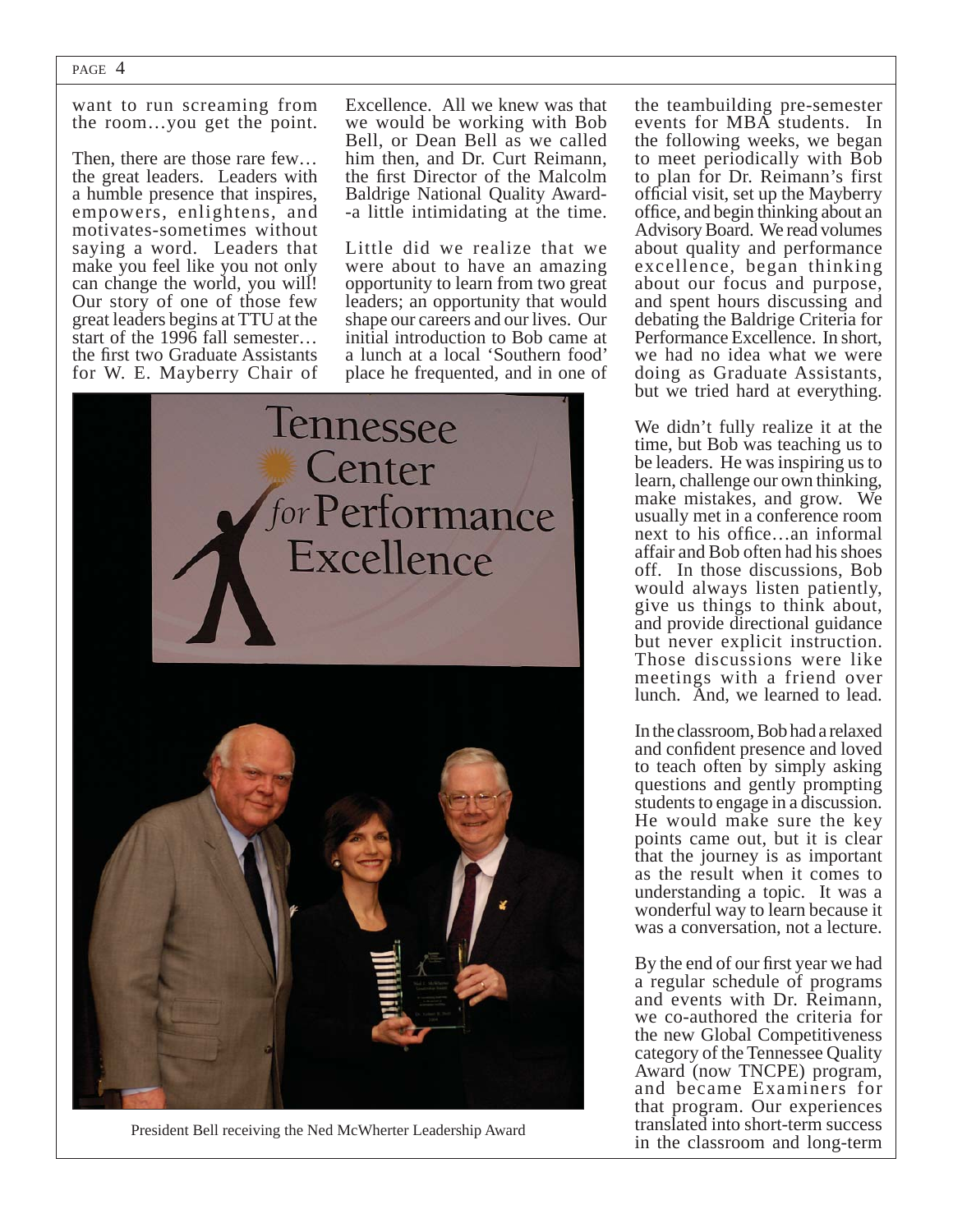want to run screaming from the room…you get the point.

Then, there are those rare few… the great leaders. Leaders with a humble presence that inspires, empowers, enlightens, and motivates-sometimes without saying a word. Leaders that make you feel like you not only can change the world, you will! Our story of one of those few great leaders begins at TTU at the start of the 1996 fall semester… the first two Graduate Assistants for W. E. Mayberry Chair of Excellence. All we knew was that we would be working with Bob Bell, or Dean Bell as we called him then, and Dr. Curt Reimann, the first Director of the Malcolm Baldrige National Quality Award--a little intimidating at the time.

Little did we realize that we were about to have an amazing opportunity to learn from two great leaders; an opportunity that would shape our careers and our lives. Our initial introduction to Bob came at a lunch at a local 'Southern food' place he frequented, and in one of the teambuilding pre-semester events for MBA students. In the following weeks, we began to meet periodically with Bob to plan for Dr. Reimann's first official visit, set up the Mayberry office, and begin thinking about an Advisory Board. We read volumes about quality and performance excellence, began thinking about our focus and purpose, and spent hours discussing and debating the Baldrige Criteria for Performance Excellence. In short, we had no idea what we were doing as Graduate Assistants, but we tried hard at everything.

President Bell receiving the Ned McWherter Leadership Award

We didn't fully realize it at the time, but Bob was teaching us to be leaders. He was inspiring us to learn, challenge our own thinking, make mistakes, and grow. We usually met in a conference room next to his office…an informal affair and Bob often had his shoes off. In those discussions, Bob would always listen patiently, give us things to think about, and provide directional guidance but never explicit instruction. Those discussions were like meetings with a friend over lunch. And, we learned to lead.

In the classroom, Bob had a relaxed and confident presence and loved to teach often by simply asking questions and gently prompting students to engage in a discussion. He would make sure the key points came out, but it is clear that the journey is as important as the result when it comes to understanding a topic. It was a wonderful way to learn because it was a conversation, not a lecture.

By the end of our first year we had a regular schedule of programs and events with Dr. Reimann, we co-authored the criteria for the new Global Competitiveness category of the Tennessee Quality Award (now TNCPE) program, and became Examiners for that program. Our experiences translated into short-term success in the classroom and long-term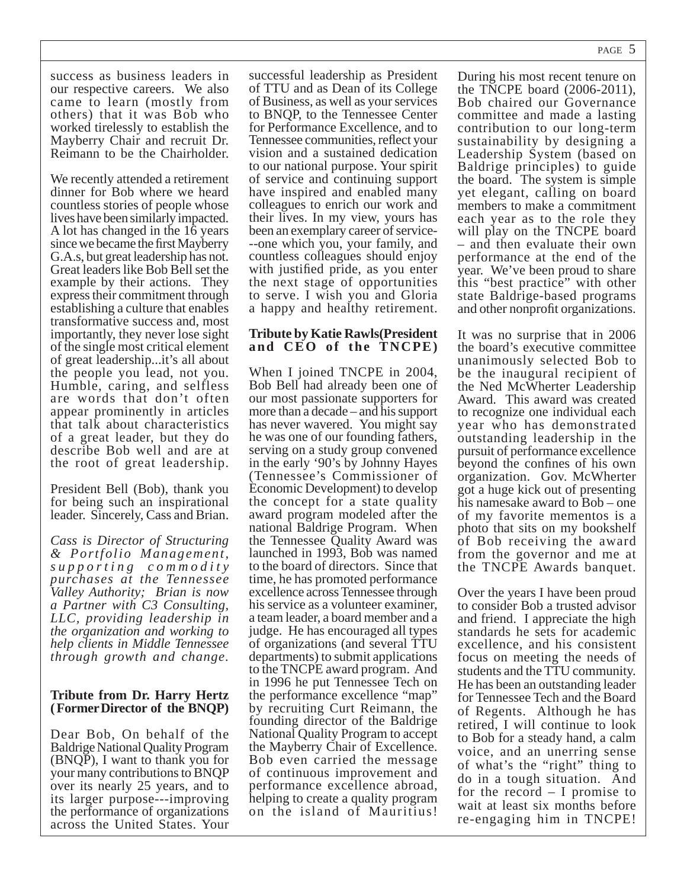success as business leaders in our respective careers. We also came to learn (mostly from others) that it was Bob who worked tirelessly to establish the Mayberry Chair and recruit Dr. Reimann to be the Chairholder.

We recently attended a retirement dinner for Bob where we heard countless stories of people whose lives have been similarly impacted. A lot has changed in the 16 years since we became the first Mayberry G.A.s, but great leadership has not. Great leaders like Bob Bell set the example by their actions. They express their commitment through establishing a culture that enables transformative success and, most importantly, they never lose sight of the single most critical element of great leadership...it's all about the people you lead, not you. Humble, caring, and selfless are words that don't often appear prominently in articles that talk about characteristics of a great leader, but they do describe Bob well and are at the root of great leadership.

President Bell (Bob), thank you for being such an inspirational leader. Sincerely, Cass and Brian.

*Cass is Director of Structuring & Portfolio Management, supporting commodity purchases at the Tennessee Valley Authority; Brian is now a Partner with C3 Consulting, LLC, providing leadership in the organization and working to help clients in Middle Tennessee through growth and change.*

**Tribute from Dr. Harry Hertz (Former Director of the BNQP)**

Dear Bob, On behalf of the Baldrige National Quality Program (BNQP), I want to thank you for your many contributions to BNQP over its nearly 25 years, and to its larger purpose---improving the performance of organizations across the United States. Your successful leadership as President of TTU and as Dean of its College of Business, as well as your services to BNQP, to the Tennessee Center for Performance Excellence, and to Tennessee communities, reflect your vision and a sustained dedication to our national purpose. Your spirit of service and continuing support have inspired and enabled many colleagues to enrich our work and their lives. In my view, yours has been an exemplary career of service---one which you, your family, and countless colleagues should enjoy with justified pride, as you enter the next stage of opportunities to serve. I wish you and Gloria a happy and healthy retirement.

**Tribute by Katie Rawls(President and CEO of the TNCPE)**

When I joined TNCPE in 2004, Bob Bell had already been one of our most passionate supporters for more than a decade – and his support has never wavered. You might say he was one of our founding fathers, serving on a study group convened in the early '90's by Johnny Hayes (Tennessee's Commissioner of Economic Development) to develop the concept for a state quality award program modeled after the national Baldrige Program. When the Tennessee Quality Award was launched in 1993, Bob was named to the board of directors. Since that time, he has promoted performance excellence across Tennessee through his service as a volunteer examiner, a team leader, a board member and a judge. He has encouraged all types of organizations (and several TTU departments) to submit applications to the TNCPE award program. And in 1996 he put Tennessee Tech on the performance excellence "map" by recruiting Curt Reimann, the founding director of the Baldrige National Quality Program to accept the Mayberry Chair of Excellence. Bob even carried the message of continuous improvement and performance excellence abroad, helping to create a quality program on the island of Mauritius!

During his most recent tenure on the TNCPE board (2006-2011), Bob chaired our Governance committee and made a lasting contribution to our long-term sustainability by designing a Leadership System (based on Baldrige principles) to guide the board. The system is simple yet elegant, calling on board members to make a commitment each year as to the role they will play on the TNCPE board – and then evaluate their own performance at the end of the year. We've been proud to share this "best practice" with other state Baldrige-based programs and other nonprofit organizations.

It was no surprise that in 2006 the board's executive committee unanimously selected Bob to be the inaugural recipient of the Ned McWherter Leadership Award. This award was created to recognize one individual each year who has demonstrated outstanding leadership in the pursuit of performance excellence beyond the confines of his own organization. Gov. McWherter got a huge kick out of presenting his namesake award to Bob – one of my favorite mementos is a photo that sits on my bookshelf of Bob receiving the award from the governor and me at the TNCPE Awards banquet.

Over the years I have been proud to consider Bob a trusted advisor and friend. I appreciate the high standards he sets for academic excellence, and his consistent focus on meeting the needs of students and the TTU community. He has been an outstanding leader for Tennessee Tech and the Board of Regents. Although he has retired, I will continue to look to Bob for a steady hand, a calm voice, and an unerring sense of what's the "right" thing to do in a tough situation. And for the record – I promise to wait at least six months before re-engaging him in TNCPE!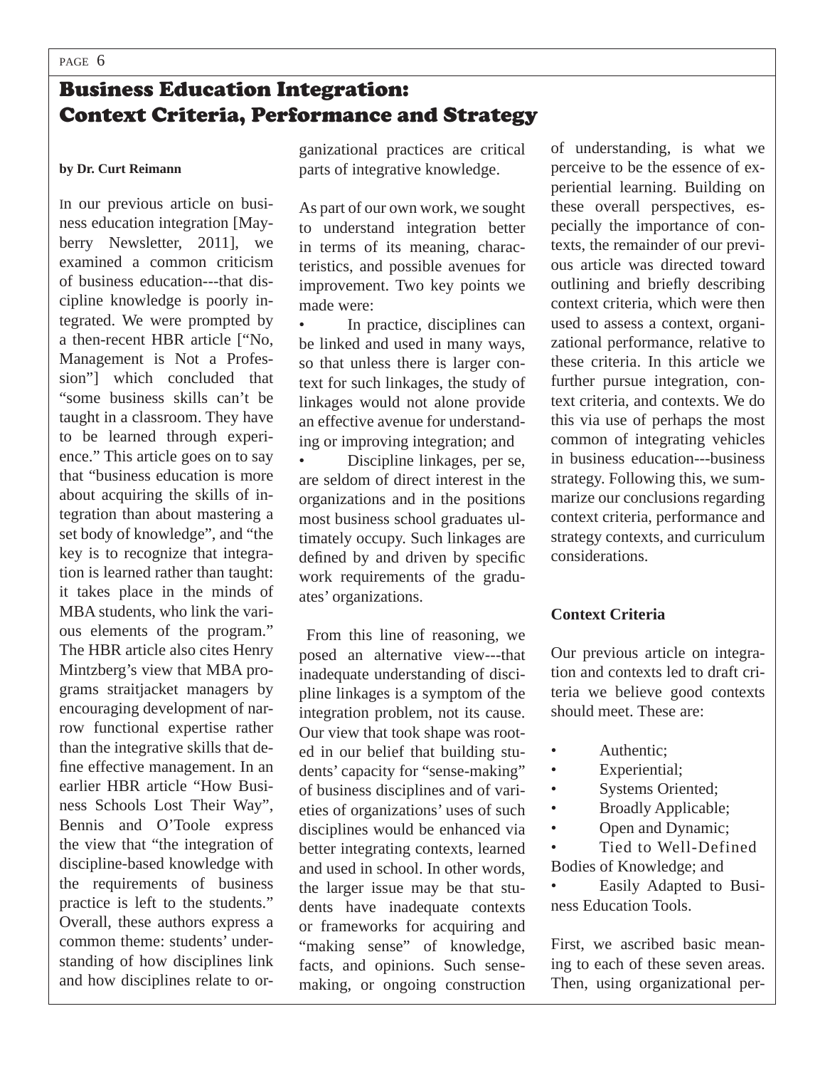# Business Education Integration: Context Criteria, Performance and Strategy

**by Dr. Curt Reimann**

In our previous article on business education integration [Mayberry Newsletter, 2011], we examined a common criticism of business education---that discipline knowledge is poorly integrated. We were prompted by a then-recent HBR article ["No, Management is Not a Profession"] which concluded that "some business skills can't be taught in a classroom. They have to be learned through experience." This article goes on to say that "business education is more about acquiring the skills of integration than about mastering a set body of knowledge", and "the key is to recognize that integration is learned rather than taught: it takes place in the minds of MBA students, who link the various elements of the program." The HBR article also cites Henry Mintzberg's view that MBA programs straitjacket managers by encouraging development of narrow functional expertise rather than the integrative skills that define effective management. In an earlier HBR article "How Business Schools Lost Their Way", Bennis and O'Toole express the view that "the integration of discipline-based knowledge with the requirements of business practice is left to the students." Overall, these authors express a common theme: students' understanding of how disciplines link and how disciplines relate to organizational practices are critical parts of integrative knowledge.

As part of our own work, we sought to understand integration better in terms of its meaning, characteristics, and possible avenues for improvement. Two key points we made were:

- In practice, disciplines can be linked and used in many ways, so that unless there is larger context for such linkages, the study of linkages would not alone provide an effective avenue for understanding or improving integration; and
- Discipline linkages, per se, are seldom of direct interest in the organizations and in the positions most business school graduates ultimately occupy. Such linkages are defined by and driven by specific work requirements of the graduates' organizations.

From this line of reasoning, we posed an alternative view---that inadequate understanding of discipline linkages is a symptom of the integration problem, not its cause. Our view that took shape was rooted in our belief that building students' capacity for "sense-making" of business disciplines and of varieties of organizations' uses of such disciplines would be enhanced via better integrating contexts, learned and used in school. In other words, the larger issue may be that students have inadequate contexts or frameworks for acquiring and "making sense" of knowledge, facts, and opinions. Such sense-making, or ongoing construction of understanding, is what we perceive to be the essence of experiential learning. Building on these overall perspectives, especially the importance of contexts, the remainder of our previous article was directed toward outlining and briefly describing context criteria, which were then used to assess a context, organizational performance, relative to these criteria. In this article we further pursue integration, context criteria, and contexts. We do this via use of perhaps the most common of integrating vehicles in business education---business strategy. Following this, we summarize our conclusions regarding context criteria, performance and strategy contexts, and curriculum considerations.

**Context Criteria**

Our previous article on integration and contexts led to draft criteria we believe good contexts should meet. These are:

- Authentic;
- Experiential;
- Systems Oriented;
- Broadly Applicable;
- Open and Dynamic;
- Tied to Well-Defined Bodies of Knowledge; and
- Easily Adapted to Business Education Tools.

First, we ascribed basic meaning to each of these seven areas. Then, using organizational per-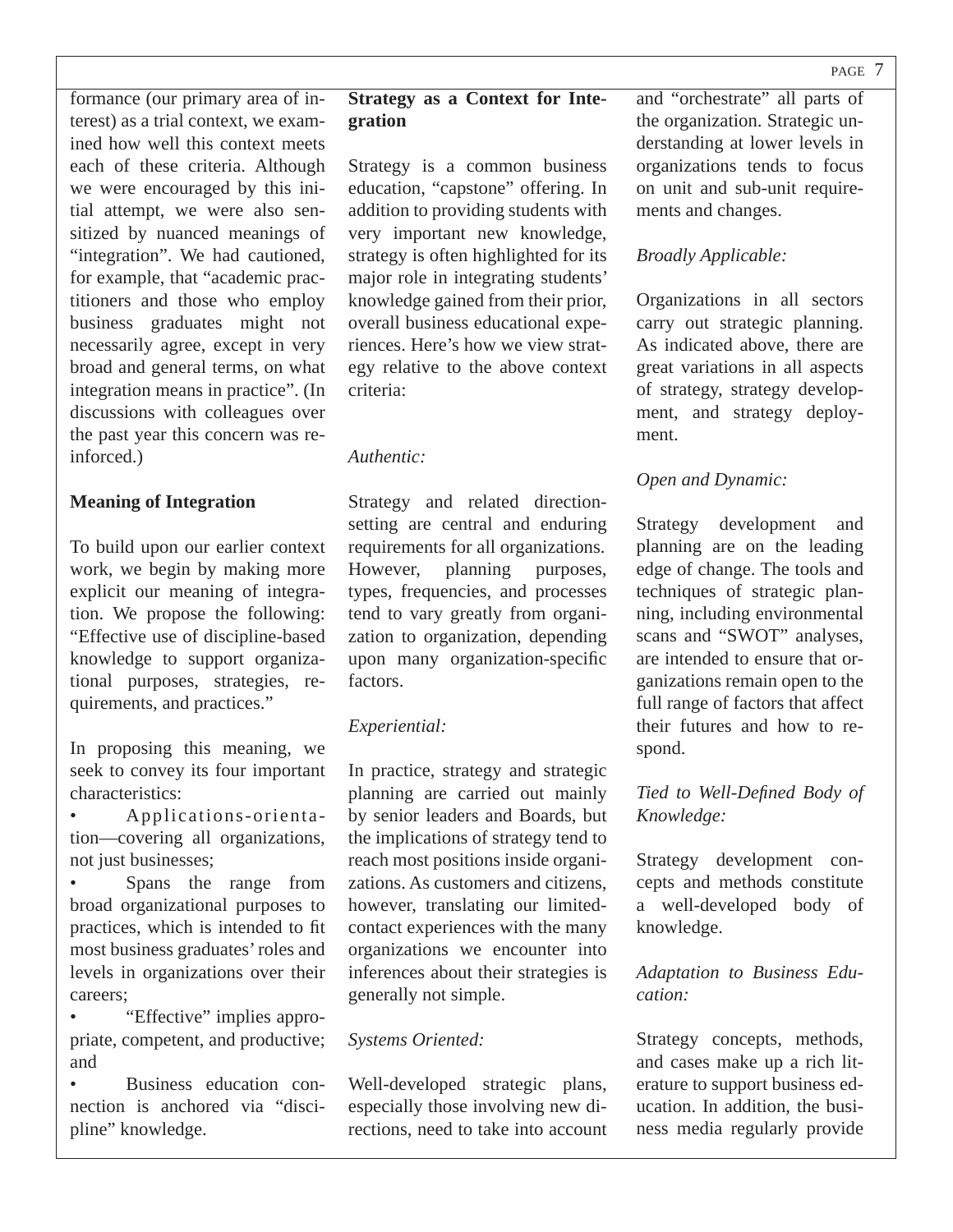formance (our primary area of interest) as a trial context, we examined how well this context meets each of these criteria. Although we were encouraged by this initial attempt, we were also sensitized by nuanced meanings of "integration". We had cautioned, for example, that "academic practitioners and those who employ business graduates might not necessarily agree, except in very broad and general terms, on what integration means in practice". (In discussions with colleagues over the past year this concern was reinforced.)

**Meaning of Integration**

To build upon our earlier context work, we begin by making more explicit our meaning of integration. We propose the following: "Effective use of discipline-based knowledge to support organizational purposes, strategies, requirements, and practices."

In proposing this meaning, we seek to convey its four important characteristics:

- Applications-orientation—covering all organizations, not just businesses;
- Spans the range from broad organizational purposes to practices, which is intended to fit most business graduates' roles and levels in organizations over their careers;
- "Effective" implies appropriate, competent, and productive; and
- Business education connection is anchored via "discipline" knowledge.

**Strategy as a Context for Integration**

Strategy is a common business education, "capstone" offering. In addition to providing students with very important new knowledge, strategy is often highlighted for its major role in integrating students' knowledge gained from their prior, overall business educational experiences. Here's how we view strategy relative to the above context criteria:

*Authentic:*

Strategy and related direction-setting are central and enduring requirements for all organizations. However, planning purposes, types, frequencies, and processes tend to vary greatly from organization to organization, depending upon many organization-specific factors.

*Experiential:*

In practice, strategy and strategic planning are carried out mainly by senior leaders and Boards, but the implications of strategy tend to reach most positions inside organizations. As customers and citizens, however, translating our limited-contact experiences with the many organizations we encounter into inferences about their strategies is generally not simple.

*Systems Oriented:*

Well-developed strategic plans, especially those involving new directions, need to take into account and "orchestrate" all parts of the organization. Strategic understanding at lower levels in organizations tends to focus on unit and sub-unit requirements and changes.

*Broadly Applicable:*

Organizations in all sectors carry out strategic planning. As indicated above, there are great variations in all aspects of strategy, strategy development, and strategy deployment.

*Open and Dynamic:*

Strategy development and planning are on the leading edge of change. The tools and techniques of strategic planning, including environmental scans and "SWOT" analyses, are intended to ensure that organizations remain open to the full range of factors that affect their futures and how to respond.

*Tied to Well-Defined Body of Knowledge:*

Strategy development concepts and methods constitute a well-developed body of knowledge.

*Adaptation to Business Education:*

Strategy concepts, methods, and cases make up a rich literature to support business education. In addition, the business media regularly provide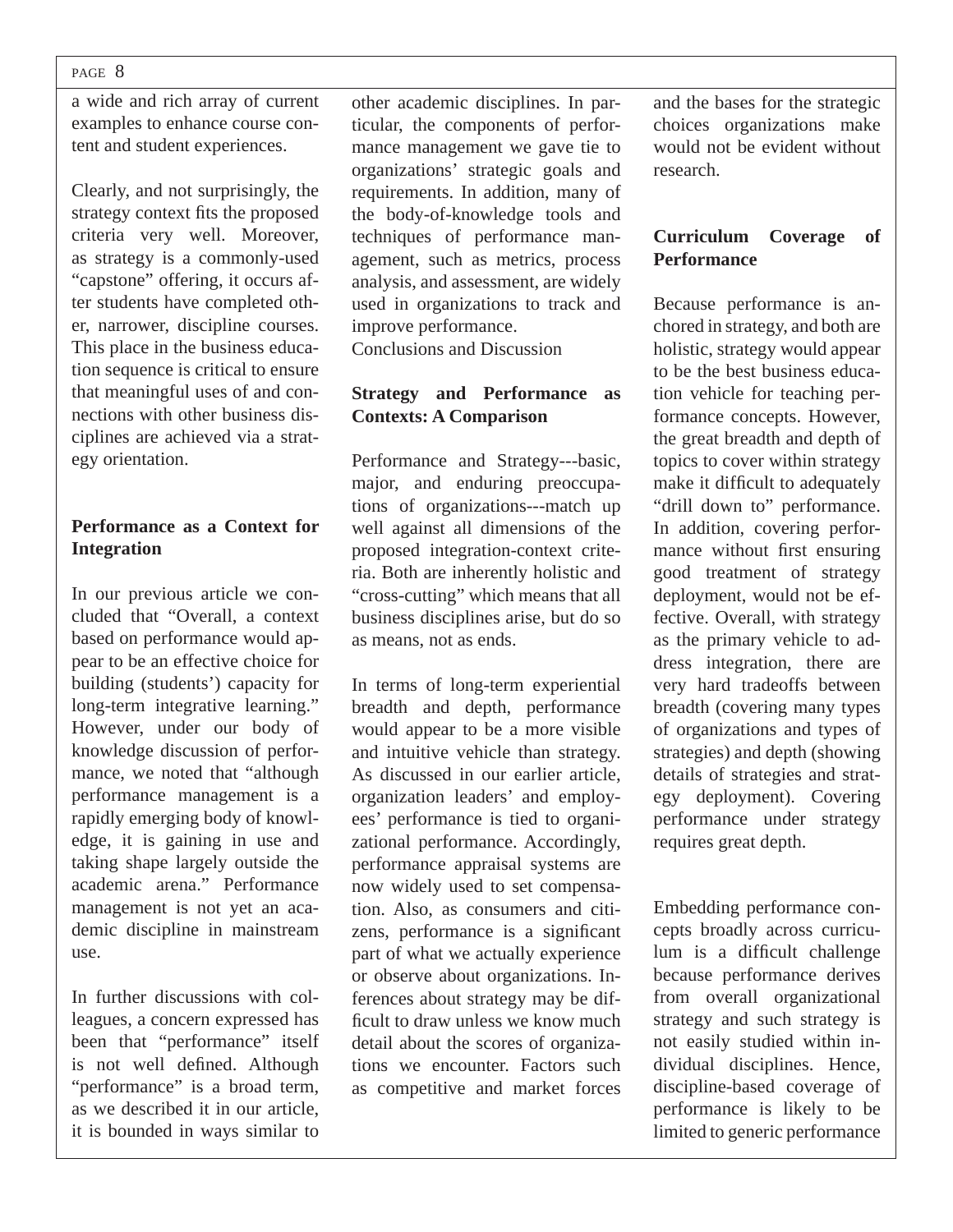a wide and rich array of current examples to enhance course content and student experiences.

Clearly, and not surprisingly, the strategy context fits the proposed criteria very well. Moreover, as strategy is a commonly-used "capstone" offering, it occurs after students have completed other, narrower, discipline courses. This place in the business education sequence is critical to ensure that meaningful uses of and connections with other business disciplines are achieved via a strategy orientation.

**Performance as a Context for Integration**

In our previous article we concluded that "Overall, a context based on performance would appear to be an effective choice for building (students') capacity for long-term integrative learning." However, under our body of knowledge discussion of performance, we noted that "although performance management is a rapidly emerging body of knowledge, it is gaining in use and taking shape largely outside the academic arena." Performance management is not yet an academic discipline in mainstream use.

In further discussions with colleagues, a concern expressed has been that "performance" itself is not well defined. Although "performance" is a broad term, as we described it in our article, it is bounded in ways similar to other academic disciplines. In particular, the components of performance management we gave tie to organizations' strategic goals and requirements. In addition, many of the body-of-knowledge tools and techniques of performance management, such as metrics, process analysis, and assessment, are widely used in organizations to track and improve performance.

Conclusions and Discussion

**Strategy and Performance as Contexts: A Comparison**

Performance and Strategy---basic, major, and enduring preoccupations of organizations---match up well against all dimensions of the proposed integration-context criteria. Both are inherently holistic and "cross-cutting" which means that all business disciplines arise, but do so as means, not as ends.

In terms of long-term experiential breadth and depth, performance would appear to be a more visible and intuitive vehicle than strategy. As discussed in our earlier article, organization leaders' and employees' performance is tied to organizational performance. Accordingly, performance appraisal systems are now widely used to set compensation. Also, as consumers and citizens, performance is a significant part of what we actually experience or observe about organizations. Inferences about strategy may be difficult to draw unless we know much detail about the scores of organizations we encounter. Factors such as competitive and market forces and the bases for the strategic choices organizations make would not be evident without research.

**Curriculum Coverage of Performance**

Because performance is anchored in strategy, and both are holistic, strategy would appear to be the best business education vehicle for teaching performance concepts. However, the great breadth and depth of topics to cover within strategy make it difficult to adequately "drill down to" performance. In addition, covering performance without first ensuring good treatment of strategy deployment, would not be effective. Overall, with strategy as the primary vehicle to address integration, there are very hard tradeoffs between breadth (covering many types of organizations and types of strategies) and depth (showing details of strategies and strategy deployment). Covering performance under strategy requires great depth.

Embedding performance concepts broadly across curriculum is a difficult challenge because performance derives from overall organizational strategy and such strategy is not easily studied within individual disciplines. Hence, discipline-based coverage of performance is likely to be limited to generic performance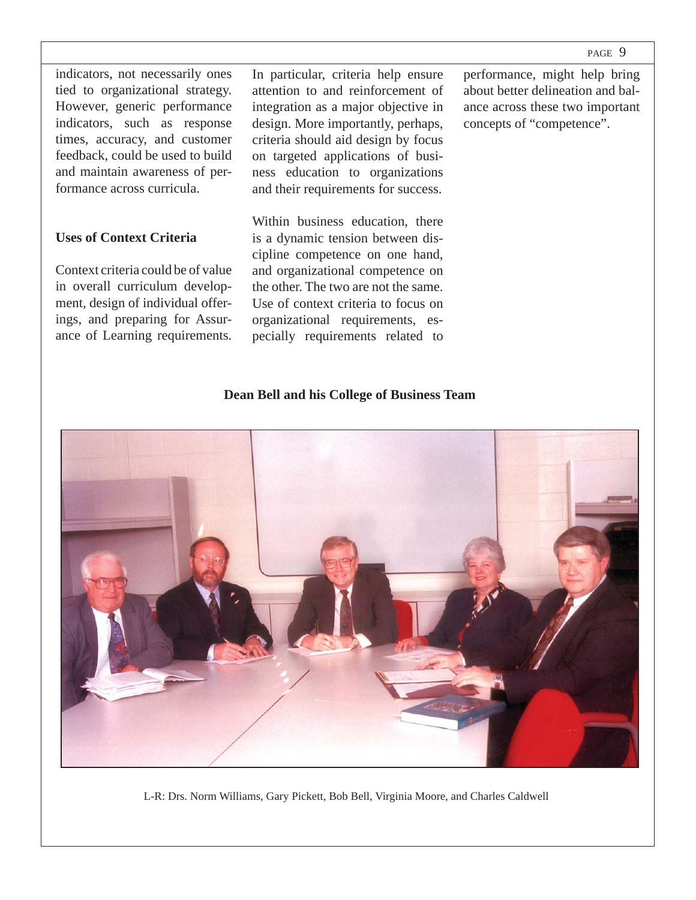indicators, not necessarily ones tied to organizational strategy. However, generic performance indicators, such as response times, accuracy, and customer feedback, could be used to build and maintain awareness of performance across curricula.

**Uses of Context Criteria**

Context criteria could be of value in overall curriculum development, design of individual offerings, and preparing for Assurance of Learning requirements. In particular, criteria help ensure attention to and reinforcement of integration as a major objective in design. More importantly, perhaps, criteria should aid design by focus on targeted applications of business education to organizations and their requirements for success.

Within business education, there is a dynamic tension between discipline competence on one hand, and organizational competence on the other. The two are not the same. Use of context criteria to focus on organizational requirements, especially requirements related to performance, might help bring about better delineation and balance across these two important concepts of "competence".

**Dean Bell and his College of Business Team**

L-R: Drs. Norm Williams, Gary Pickett, Bob Bell, Virginia Moore, and Charles Caldwell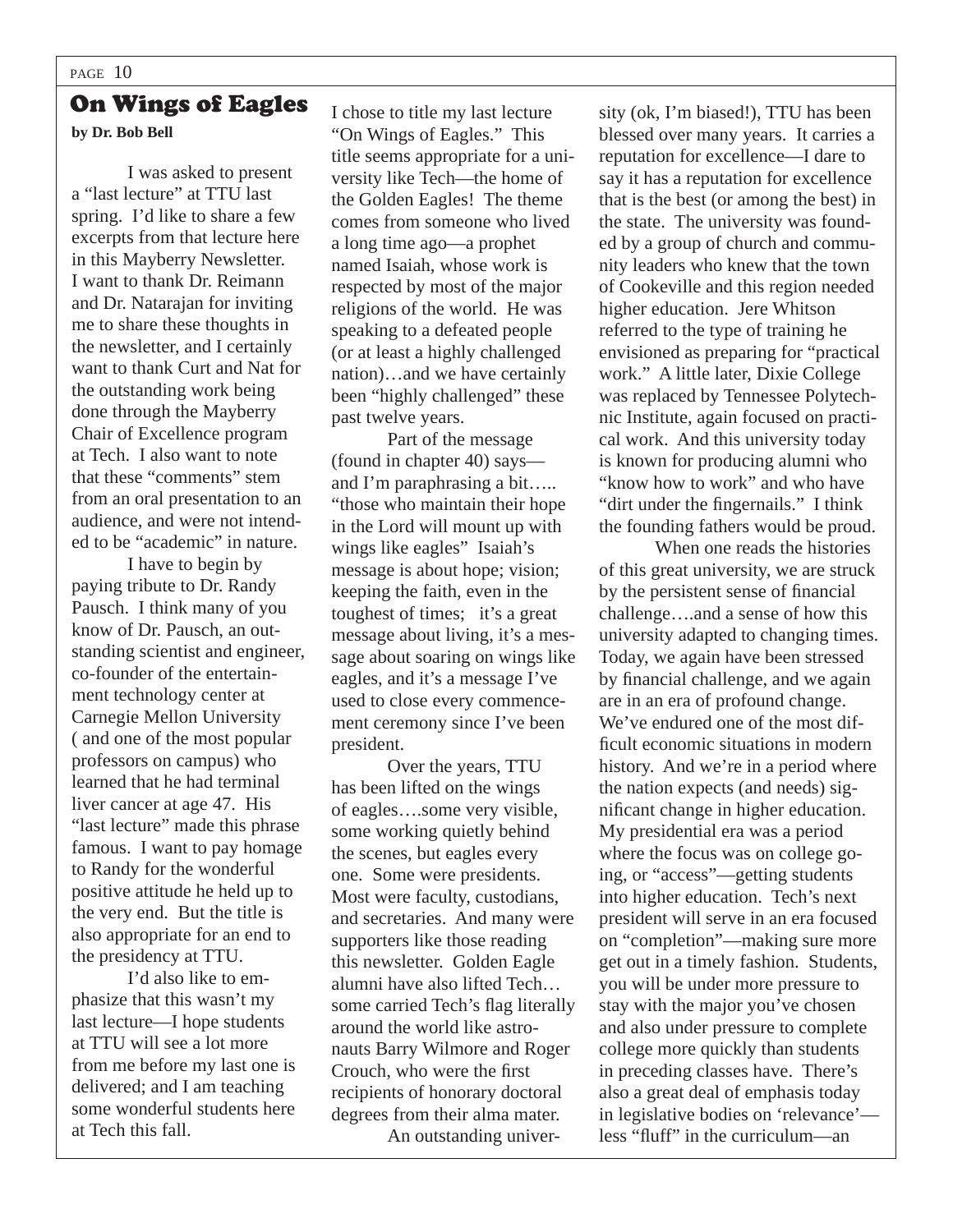## On Wings of Eagles

**by Dr. Bob Bell**

I was asked to present a "last lecture" at TTU last spring. I'd like to share a few excerpts from that lecture here in this Mayberry Newsletter. I want to thank Dr. Reimann and Dr. Natarajan for inviting me to share these thoughts in the newsletter, and I certainly want to thank Curt and Nat for the outstanding work being done through the Mayberry Chair of Excellence program at Tech. I also want to note that these "comments" stem from an oral presentation to an audience, and were not intended to be "academic" in nature.

I have to begin by paying tribute to Dr. Randy Pausch. I think many of you know of Dr. Pausch, an outstanding scientist and engineer, co-founder of the entertainment technology center at Carnegie Mellon University ( and one of the most popular professors on campus) who learned that he had terminal liver cancer at age 47. His "last lecture" made this phrase famous. I want to pay homage to Randy for the wonderful positive attitude he held up to the very end. But the title is also appropriate for an end to the presidency at TTU.

I'd also like to emphasize that this wasn't my last lecture—I hope students at TTU will see a lot more from me before my last one is delivered; and I am teaching some wonderful students here at Tech this fall.

I chose to title my last lecture "On Wings of Eagles." This title seems appropriate for a university like Tech—the home of the Golden Eagles! The theme comes from someone who lived a long time ago—a prophet named Isaiah, whose work is respected by most of the major religions of the world. He was speaking to a defeated people (or at least a highly challenged nation)…and we have certainly been "highly challenged" these past twelve years.

Part of the message (found in chapter 40) says—and I'm paraphrasing a bit….. "those who maintain their hope in the Lord will mount up with wings like eagles" Isaiah's message is about hope; vision; keeping the faith, even in the toughest of times; it's a great message about living, it's a message about soaring on wings like eagles, and it's a message I've used to close every commencement ceremony since I've been president.

Over the years, TTU has been lifted on the wings of eagles….some very visible, some working quietly behind the scenes, but eagles every one. Some were presidents. Most were faculty, custodians, and secretaries. And many were supporters like those reading this newsletter. Golden Eagle alumni have also lifted Tech…some carried Tech's flag literally around the world like astronauts Barry Wilmore and Roger Crouch, who were the first recipients of honorary doctoral degrees from their alma mater.

An outstanding university (ok, I'm biased!), TTU has been blessed over many years. It carries a reputation for excellence—I dare to say it has a reputation for excellence that is the best (or among the best) in the state. The university was founded by a group of church and community leaders who knew that the town of Cookeville and this region needed higher education. Jere Whitson referred to the type of training he envisioned as preparing for "practical work." A little later, Dixie College was replaced by Tennessee Polytechnic Institute, again focused on practical work. And this university today is known for producing alumni who "know how to work" and who have "dirt under the fingernails." I think the founding fathers would be proud.

When one reads the histories of this great university, we are struck by the persistent sense of financial challenge….and a sense of how this university adapted to changing times. Today, we again have been stressed by financial challenge, and we again are in an era of profound change. We've endured one of the most difficult economic situations in modern history. And we're in a period where the nation expects (and needs) significant change in higher education. My presidential era was a period where the focus was on college going, or "access"—getting students into higher education. Tech's next president will serve in an era focused on "completion"—making sure more get out in a timely fashion. Students, you will be under more pressure to stay with the major you've chosen and also under pressure to complete college more quickly than students in preceding classes have. There's also a great deal of emphasis today in legislative bodies on 'relevance'—less "fluff" in the curriculum—an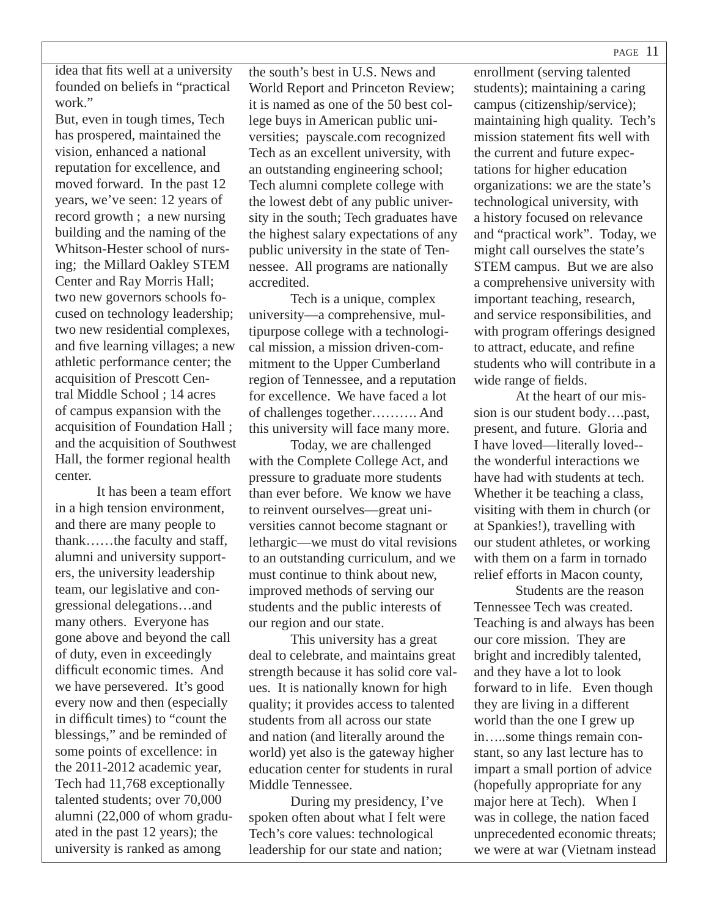idea that fits well at a university founded on beliefs in "practical work."

But, even in tough times, Tech has prospered, maintained the vision, enhanced a national reputation for excellence, and moved forward. In the past 12 years, we've seen: 12 years of record growth ; a new nursing building and the naming of the Whitson-Hester school of nursing; the Millard Oakley STEM Center and Ray Morris Hall; two new governors schools focused on technology leadership; two new residential complexes, and five learning villages; a new athletic performance center; the acquisition of Prescott Central Middle School ; 14 acres of campus expansion with the acquisition of Foundation Hall ; and the acquisition of Southwest Hall, the former regional health center.

It has been a team effort in a high tension environment, and there are many people to thank……the faculty and staff, alumni and university supporters, the university leadership team, our legislative and congressional delegations…and many others. Everyone has gone above and beyond the call of duty, even in exceedingly difficult economic times. And we have persevered. It's good every now and then (especially in difficult times) to "count the blessings," and be reminded of some points of excellence: in the 2011-2012 academic year, Tech had 11,768 exceptionally talented students; over 70,000 alumni (22,000 of whom graduated in the past 12 years); the university is ranked as among the south's best in U.S. News and World Report and Princeton Review; it is named as one of the 50 best college buys in American public universities; payscale.com recognized Tech as an excellent university, with an outstanding engineering school; Tech alumni complete college with the lowest debt of any public university in the south; Tech graduates have the highest salary expectations of any public university in the state of Tennessee. All programs are nationally accredited.

Tech is a unique, complex university—a comprehensive, multipurpose college with a technological mission, a mission driven-commitment to the Upper Cumberland region of Tennessee, and a reputation for excellence. We have faced a lot of challenges together………. And this university will face many more.

Today, we are challenged with the Complete College Act, and pressure to graduate more students than ever before. We know we have to reinvent ourselves—great universities cannot become stagnant or lethargic—we must do vital revisions to an outstanding curriculum, and we must continue to think about new, improved methods of serving our students and the public interests of our region and our state.

This university has a great deal to celebrate, and maintains great strength because it has solid core values. It is nationally known for high quality; it provides access to talented students from all across our state and nation (and literally around the world) yet also is the gateway higher education center for students in rural Middle Tennessee.

During my presidency, I've spoken often about what I felt were Tech's core values: technological leadership for our state and nation; enrollment (serving talented students); maintaining a caring campus (citizenship/service); maintaining high quality. Tech's mission statement fits well with the current and future expectations for higher education organizations: we are the state's technological university, with a history focused on relevance and "practical work". Today, we might call ourselves the state's STEM campus. But we are also a comprehensive university with important teaching, research, and service responsibilities, and with program offerings designed to attract, educate, and refine students who will contribute in a wide range of fields.

At the heart of our mission is our student body….past, present, and future. Gloria and I have loved—literally loved--the wonderful interactions we have had with students at tech. Whether it be teaching a class, visiting with them in church (or at Spankies!), travelling with our student athletes, or working with them on a farm in tornado relief efforts in Macon county,

Students are the reason Tennessee Tech was created. Teaching is and always has been our core mission. They are bright and incredibly talented, and they have a lot to look forward to in life. Even though they are living in a different world than the one I grew up in…..some things remain constant, so any last lecture has to impart a small portion of advice (hopefully appropriate for any major here at Tech). When I was in college, the nation faced unprecedented economic threats; we were at war (Vietnam instead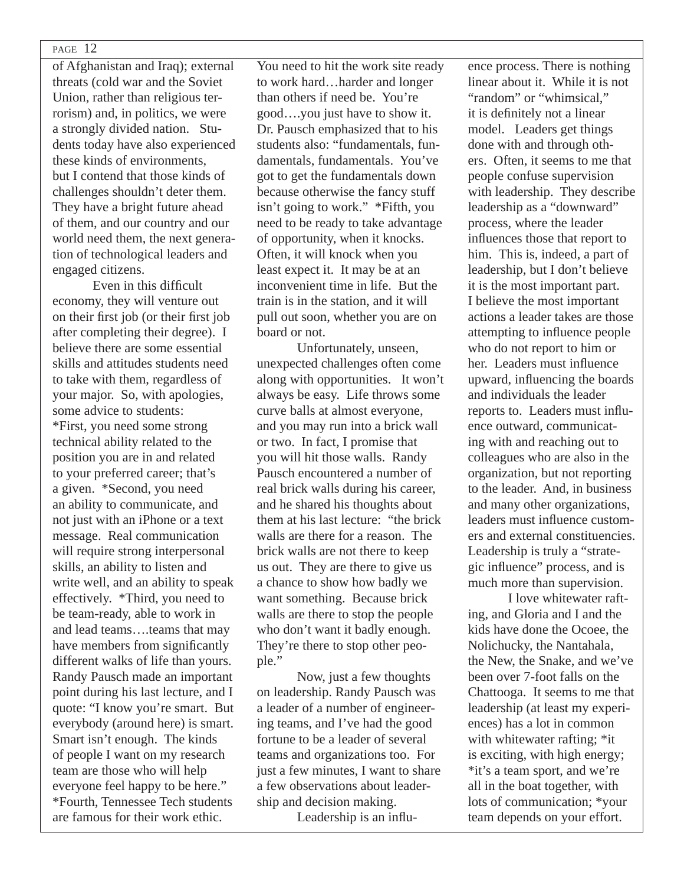of Afghanistan and Iraq); external threats (cold war and the Soviet Union, rather than religious terrorism) and, in politics, we were a strongly divided nation. Students today have also experienced these kinds of environments, but I contend that those kinds of challenges shouldn't deter them. They have a bright future ahead of them, and our country and our world need them, the next generation of technological leaders and engaged citizens.

Even in this difficult economy, they will venture out on their first job (or their first job after completing their degree). I believe there are some essential skills and attitudes students need to take with them, regardless of your major. So, with apologies, some advice to students:

*First, you need some strong technical ability related to the position you are in and related to your preferred career; that's a given. *Second, you need an ability to communicate, and not just with an iPhone or a text message. Real communication will require strong interpersonal skills, an ability to listen and write well, and an ability to speak effectively. *Third, you need to be team-ready, able to work in and lead teams….teams that may have members from significantly different walks of life than yours. Randy Pausch made an important point during his last lecture, and I quote: "I know you're smart. But everybody (around here) is smart. Smart isn't enough. The kinds of people I want on my research team are those who will help everyone feel happy to be here." *Fourth, Tennessee Tech students are famous for their work ethic. You need to hit the work site ready to work hard…harder and longer than others if need be. You're good….you just have to show it. Dr. Pausch emphasized that to his students also: "fundamentals, fundamentals, fundamentals. You've got to get the fundamentals down because otherwise the fancy stuff isn't going to work." *Fifth, you need to be ready to take advantage of opportunity, when it knocks. Often, it will knock when you least expect it. It may be at an inconvenient time in life. But the train is in the station, and it will pull out soon, whether you are on board or not.

Unfortunately, unseen, unexpected challenges often come along with opportunities. It won't always be easy. Life throws some curve balls at almost everyone, and you may run into a brick wall or two. In fact, I promise that you will hit those walls. Randy Pausch encountered a number of real brick walls during his career, and he shared his thoughts about them at his last lecture: "the brick walls are there for a reason. The brick walls are not there to keep us out. They are there to give us a chance to show how badly we want something. Because brick walls are there to stop the people who don't want it badly enough. They're there to stop other people."

Now, just a few thoughts on leadership. Randy Pausch was a leader of a number of engineering teams, and I've had the good fortune to be a leader of several teams and organizations too. For just a few minutes, I want to share a few observations about leadership and decision making.

Leadership is an influence process. There is nothing linear about it. While it is not "random" or "whimsical," it is definitely not a linear model. Leaders get things done with and through others. Often, it seems to me that people confuse supervision with leadership. They describe leadership as a "downward" process, where the leader influences those that report to him. This is, indeed, a part of leadership, but I don't believe it is the most important part. I believe the most important actions a leader takes are those attempting to influence people who do not report to him or her. Leaders must influence upward, influencing the boards and individuals the leader reports to. Leaders must influence outward, communicating with and reaching out to colleagues who are also in the organization, but not reporting to the leader. And, in business and many other organizations, leaders must influence customers and external constituencies. Leadership is truly a "strategic influence" process, and is much more than supervision.

I love whitewater rafting, and Gloria and I and the kids have done the Ocoee, the Nolichucky, the Nantahala, the New, the Snake, and we've been over 7-foot falls on the Chattooga. It seems to me that leadership (at least my experiences) has a lot in common with whitewater rafting; *it is exciting, with high energy; *it's a team sport, and we're all in the boat together, with lots of communication; *your team depends on your effort.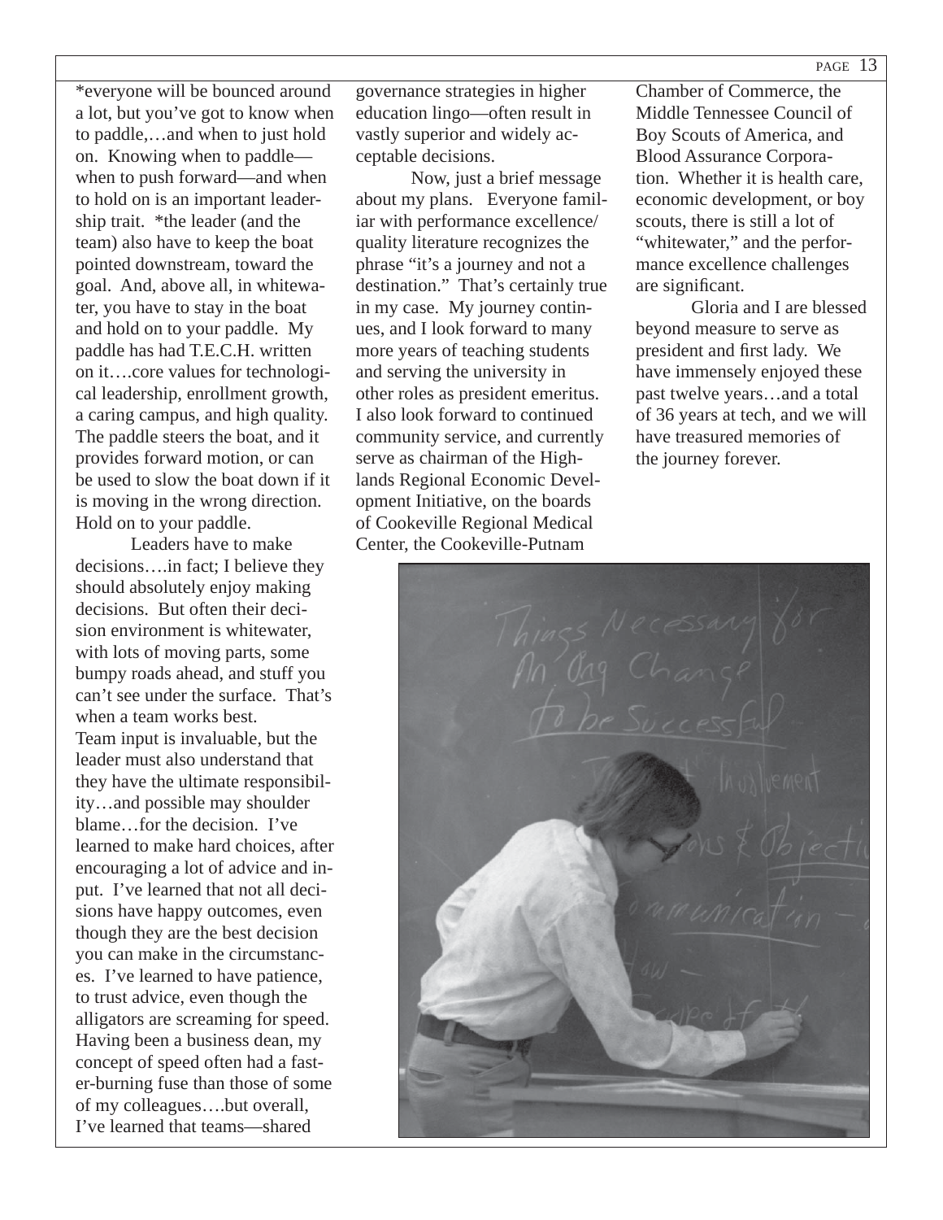*everyone will be bounced around a lot, but you've got to know when to paddle,…and when to just hold on. Knowing when to paddle—when to push forward—and when to hold on is an important leadership trait. *the leader (and the team) also have to keep the boat pointed downstream, toward the goal. And, above all, in whitewater, you have to stay in the boat and hold on to your paddle. My paddle has had T.E.C.H. written on it….core values for technological leadership, enrollment growth, a caring campus, and high quality. The paddle steers the boat, and it provides forward motion, or can be used to slow the boat down if it is moving in the wrong direction. Hold on to your paddle.

Leaders have to make decisions….in fact; I believe they should absolutely enjoy making decisions. But often their decision environment is whitewater, with lots of moving parts, some bumpy roads ahead, and stuff you can't see under the surface. That's when a team works best. Team input is invaluable, but the leader must also understand that they have the ultimate responsibility…and possible may shoulder blame…for the decision. I've learned to make hard choices, after encouraging a lot of advice and input. I've learned that not all decisions have happy outcomes, even though they are the best decision you can make in the circumstances. I've learned to have patience, to trust advice, even though the alligators are screaming for speed. Having been a business dean, my concept of speed often had a faster-burning fuse than those of some of my colleagues….but overall, I've learned that teams—shared governance strategies in higher education lingo—often result in vastly superior and widely acceptable decisions.

Now, just a brief message about my plans. Everyone familiar with performance excellence/quality literature recognizes the phrase "it's a journey and not a destination." That's certainly true in my case. My journey continues, and I look forward to many more years of teaching students and serving the university in other roles as president emeritus. I also look forward to continued community service, and currently serve as chairman of the Highlands Regional Economic Development Initiative, on the boards of Cookeville Regional Medical Center, the Cookeville-Putnam Chamber of Commerce, the Middle Tennessee Council of Boy Scouts of America, and Blood Assurance Corporation. Whether it is health care, economic development, or boy scouts, there is still a lot of "whitewater," and the performance excellence challenges are significant.

Gloria and I are blessed beyond measure to serve as president and first lady. We have immensely enjoyed these past twelve years…and a total of 36 years at tech, and we will have treasured memories of the journey forever.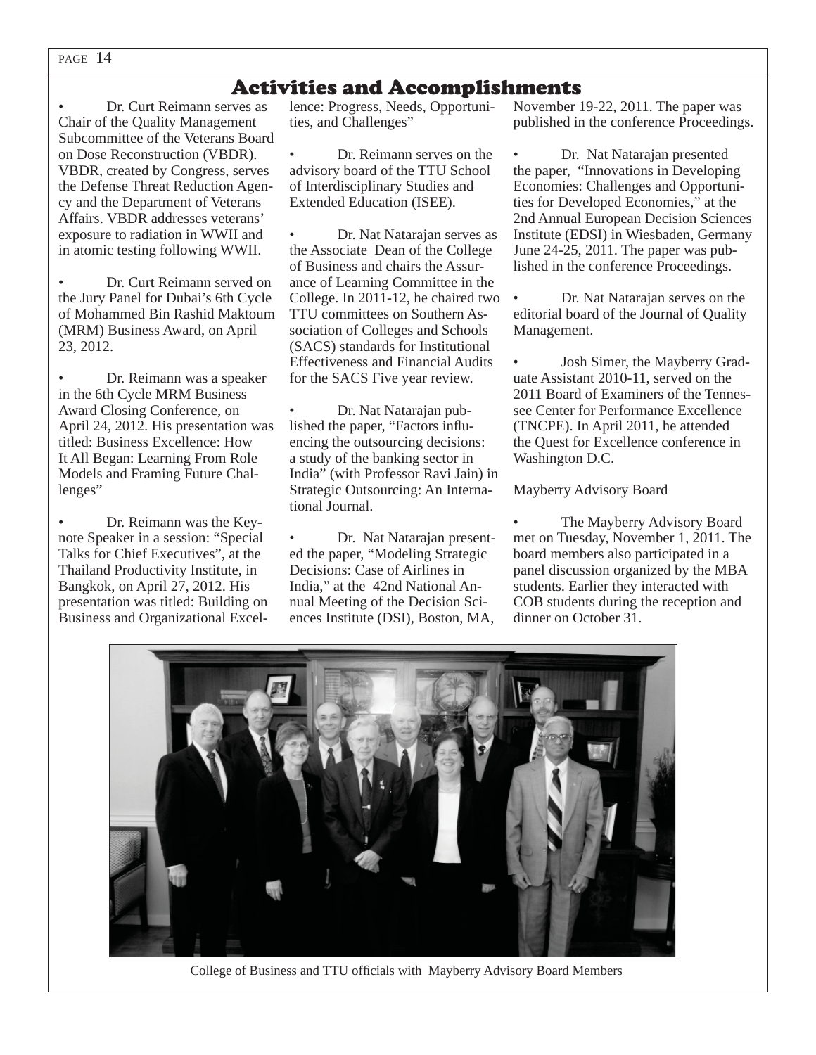# Activities and Accomplishments

- Dr. Curt Reimann serves as Chair of the Quality Management Subcommittee of the Veterans Board on Dose Reconstruction (VBDR). VBDR, created by Congress, serves the Defense Threat Reduction Agency and the Department of Veterans Affairs. VBDR addresses veterans' exposure to radiation in WWII and in atomic testing following WWII.

- Dr. Curt Reimann served on the Jury Panel for Dubai's 6th Cycle of Mohammed Bin Rashid Maktoum (MRM) Business Award, on April 23, 2012.

- Dr. Reimann was a speaker in the 6th Cycle MRM Business Award Closing Conference, on April 24, 2012. His presentation was titled: Business Excellence: How It All Began: Learning From Role Models and Framing Future Challenges"

- Dr. Reimann was the Keynote Speaker in a session: "Special Talks for Chief Executives", at the Thailand Productivity Institute, in Bangkok, on April 27, 2012. His presentation was titled: Building on Business and Organizational Excellence: Progress, Needs, Opportunities, and Challenges"

- Dr. Reimann serves on the advisory board of the TTU School of Interdisciplinary Studies and Extended Education (ISEE).

- Dr. Nat Natarajan serves as the Associate Dean of the College of Business and chairs the Assurance of Learning Committee in the College. In 2011-12, he chaired two TTU committees on Southern Association of Colleges and Schools (SACS) standards for Institutional Effectiveness and Financial Audits for the SACS Five year review.

- Dr. Nat Natarajan published the paper, "Factors influencing the outsourcing decisions: a study of the banking sector in India" (with Professor Ravi Jain) in Strategic Outsourcing: An International Journal.

- Dr. Nat Natarajan presented the paper, "Modeling Strategic Decisions: Case of Airlines in India," at the 42nd National Annual Meeting of the Decision Sciences Institute (DSI), Boston, MA, November 19-22, 2011. The paper was published in the conference Proceedings.

- Dr. Nat Natarajan presented the paper, "Innovations in Developing Economies: Challenges and Opportunities for Developed Economies," at the 2nd Annual European Decision Sciences Institute (EDSI) in Wiesbaden, Germany June 24-25, 2011. The paper was published in the conference Proceedings.

- Dr. Nat Natarajan serves on the editorial board of the Journal of Quality Management.

- Josh Simer, the Mayberry Graduate Assistant 2010-11, served on the 2011 Board of Examiners of the Tennessee Center for Performance Excellence (TNCPE). In April 2011, he attended the Quest for Excellence conference in Washington D.C.

Mayberry Advisory Board

- The Mayberry Advisory Board met on Tuesday, November 1, 2011. The board members also participated in a panel discussion organized by the MBA students. Earlier they interacted with COB students during the reception and dinner on October 31.

College of Business and TTU officials with Mayberry Advisory Board Members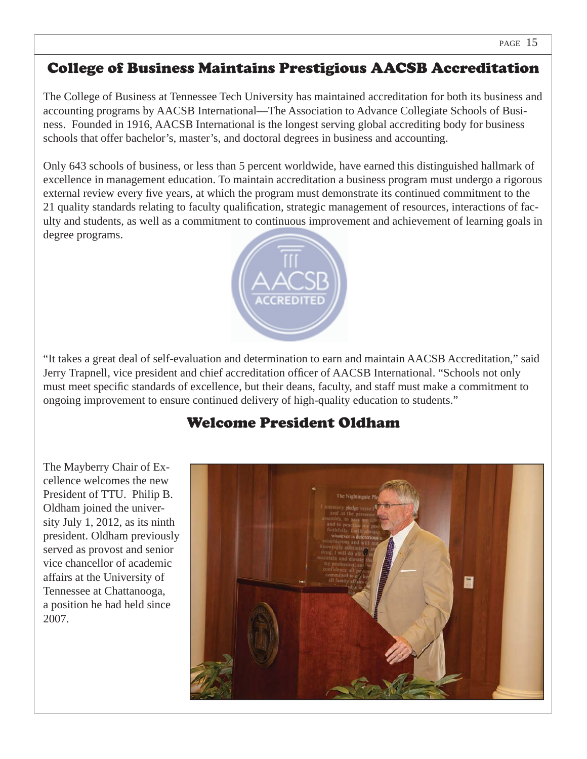## College of Business Maintains Prestigious AACSB Accreditation

The College of Business at Tennessee Tech University has maintained accreditation for both its business and accounting programs by AACSB International—The Association to Advance Collegiate Schools of Business. Founded in 1916, AACSB International is the longest serving global accrediting body for business schools that offer bachelor's, master's, and doctoral degrees in business and accounting.

Only 643 schools of business, or less than 5 percent worldwide, have earned this distinguished hallmark of excellence in management education. To maintain accreditation a business program must undergo a rigorous external review every five years, at which the program must demonstrate its continued commitment to the 21 quality standards relating to faculty qualification, strategic management of resources, interactions of faculty and students, as well as a commitment to continuous improvement and achievement of learning goals in degree programs.

"It takes a great deal of self-evaluation and determination to earn and maintain AACSB Accreditation," said Jerry Trapnell, vice president and chief accreditation officer of AACSB International. "Schools not only must meet specific standards of excellence, but their deans, faculty, and staff must make a commitment to ongoing improvement to ensure continued delivery of high-quality education to students."

## Welcome President Oldham

The Mayberry Chair of Excellence welcomes the new President of TTU. Philip B. Oldham joined the university July 1, 2012, as its ninth president. Oldham previously served as provost and senior vice chancellor of academic affairs at the University of Tennessee at Chattanooga, a position he had held since 2007.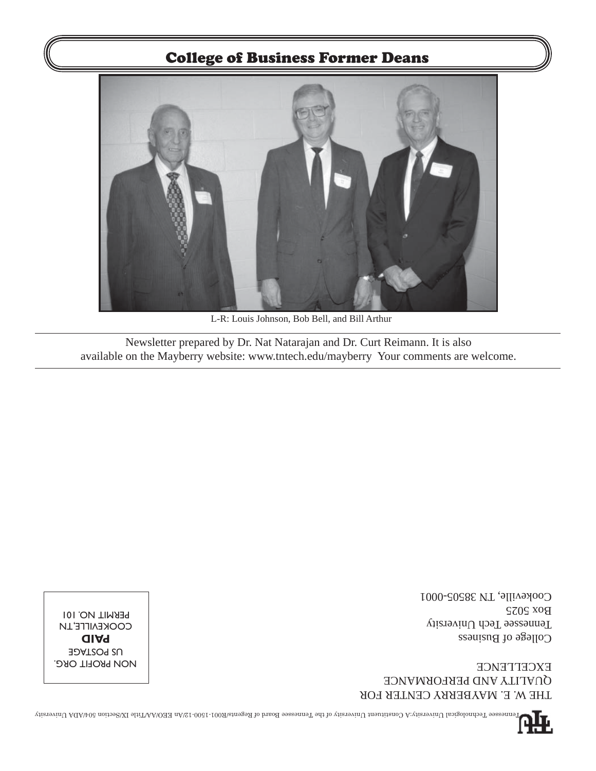# College of Business Former Deans

L-R: Louis Johnson, Bob Bell, and Bill Arthur

Newsletter prepared by Dr. Nat Natarajan and Dr. Curt Reimann. It is also available on the Mayberry website: www.tntech.edu/mayberry Your comments are welcome.

Tennessee Technological University:A Constituent University of the Tennessee Board of Regents/R001-1500-12/An EEO/AA/Title IX/Section 504/ADA University

THE W. E. MAYBERRY CENTER FOR
QUALITY AND PERFORMANCE
EXCELLENCE

College of Business
Tennessee Tech University
Box 5025
Cookeville, TN 38505-0001

NON PROFIT ORG.
US POSTAGE
**PAID**
COOKEVILLE,TN
PERMIT NO. 101